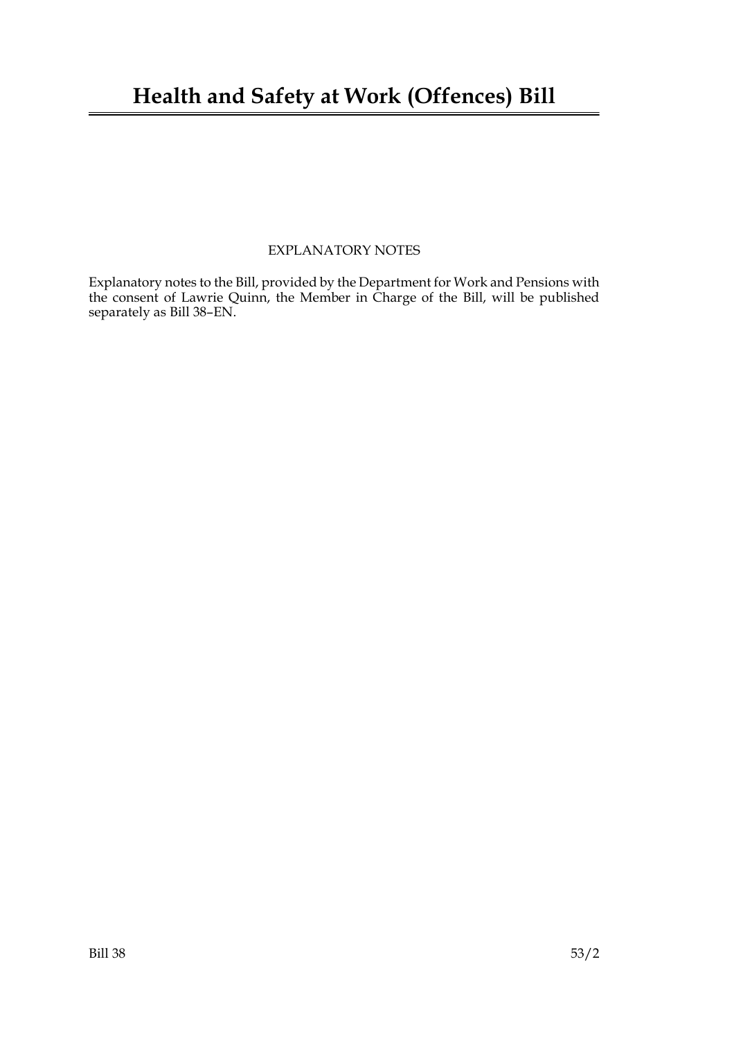# Health and Safety at Work (Offences) Bill

EXPLANATORY NOTES

Explanatory notes to the Bill, provided by the Department for Work and Pensions with the consent of Lawrie Quinn, the Member in Charge of the Bill, will be published separately as Bill 38–EN.

Bill 38 53/2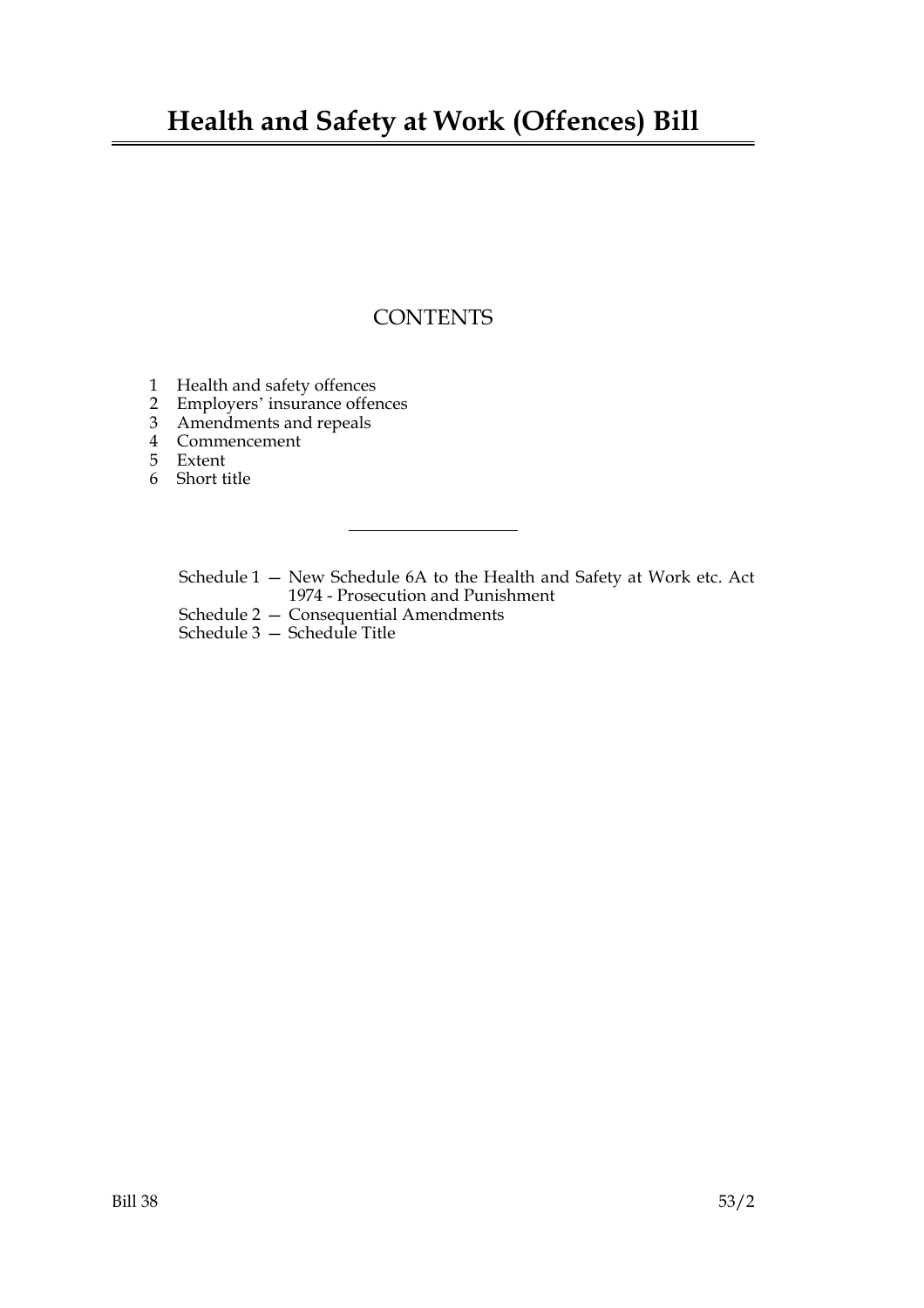# Health and Safety at Work (Offences) Bill

## CONTENTS

1 Health and safety offences
2 Employers' insurance offences
3 Amendments and repeals
4 Commencement
5 Extent
6 Short title

---

Schedule 1 — New Schedule 6A to the Health and Safety at Work etc. Act 1974 - Prosecution and Punishment
Schedule 2 — Consequential Amendments
Schedule 3 — Schedule Title

Bill 38 53/2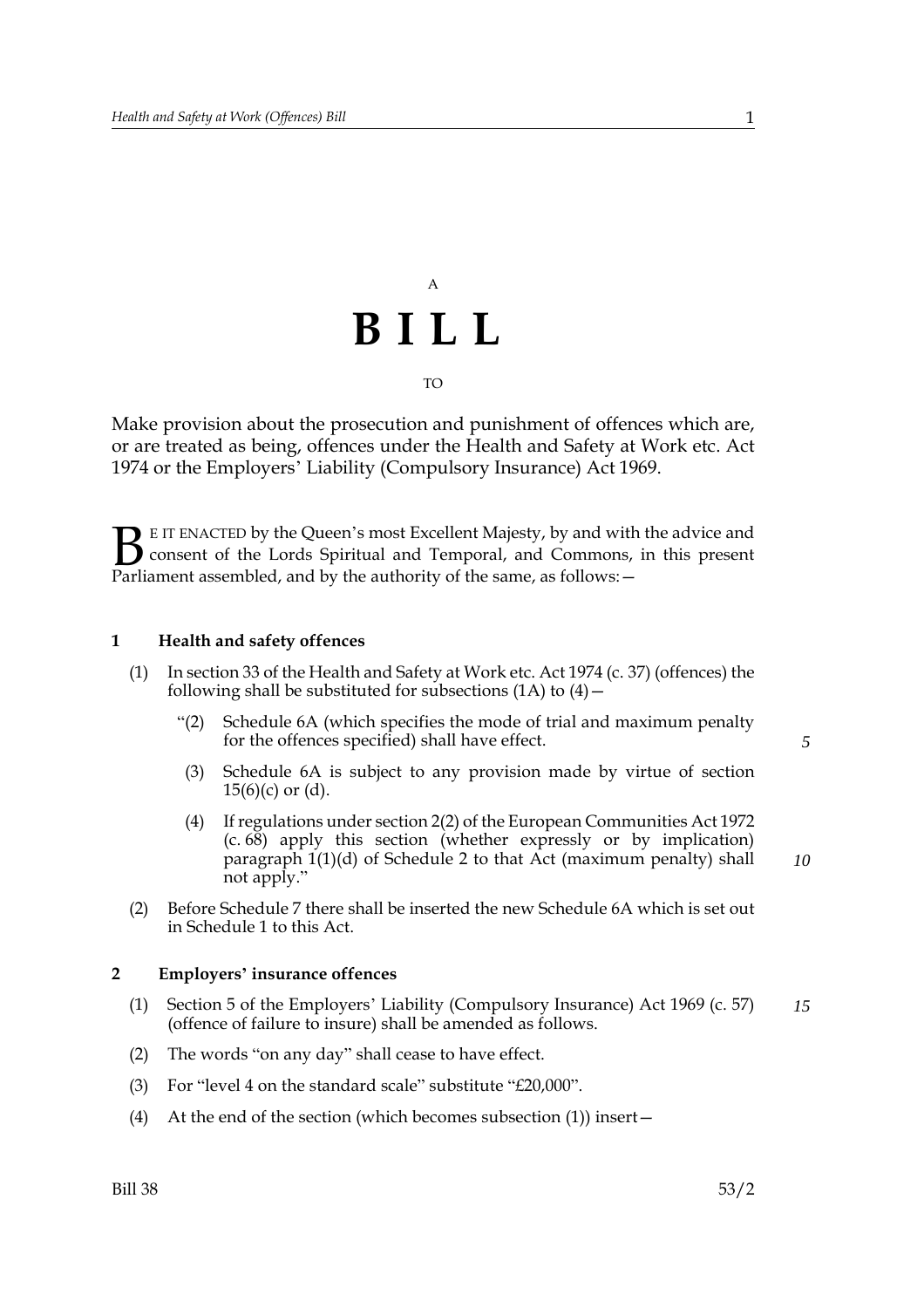A

# BILL

TO

Make provision about the prosecution and punishment of offences which are, or are treated as being, offences under the Health and Safety at Work etc. Act 1974 or the Employers' Liability (Compulsory Insurance) Act 1969.

BE IT ENACTED by the Queen's most Excellent Majesty, by and with the advice and consent of the Lords Spiritual and Temporal, and Commons, in this present Parliament assembled, and by the authority of the same, as follows:—

**1 Health and safety offences**

(1) In section 33 of the Health and Safety at Work etc. Act 1974 (c. 37) (offences) the following shall be substituted for subsections (1A) to (4)—

"(2) Schedule 6A (which specifies the mode of trial and maximum penalty for the offences specified) shall have effect.

(3) Schedule 6A is subject to any provision made by virtue of section 15(6)(c) or (d).

(4) If regulations under section 2(2) of the European Communities Act 1972 (c. 68) apply this section (whether expressly or by implication) paragraph 1(1)(d) of Schedule 2 to that Act (maximum penalty) shall not apply."

(2) Before Schedule 7 there shall be inserted the new Schedule 6A which is set out in Schedule 1 to this Act.

**2 Employers' insurance offences**

(1) Section 5 of the Employers' Liability (Compulsory Insurance) Act 1969 (c. 57) (offence of failure to insure) shall be amended as follows.

(2) The words "on any day" shall cease to have effect.

(3) For "level 4 on the standard scale" substitute "£20,000".

(4) At the end of the section (which becomes subsection (1)) insert—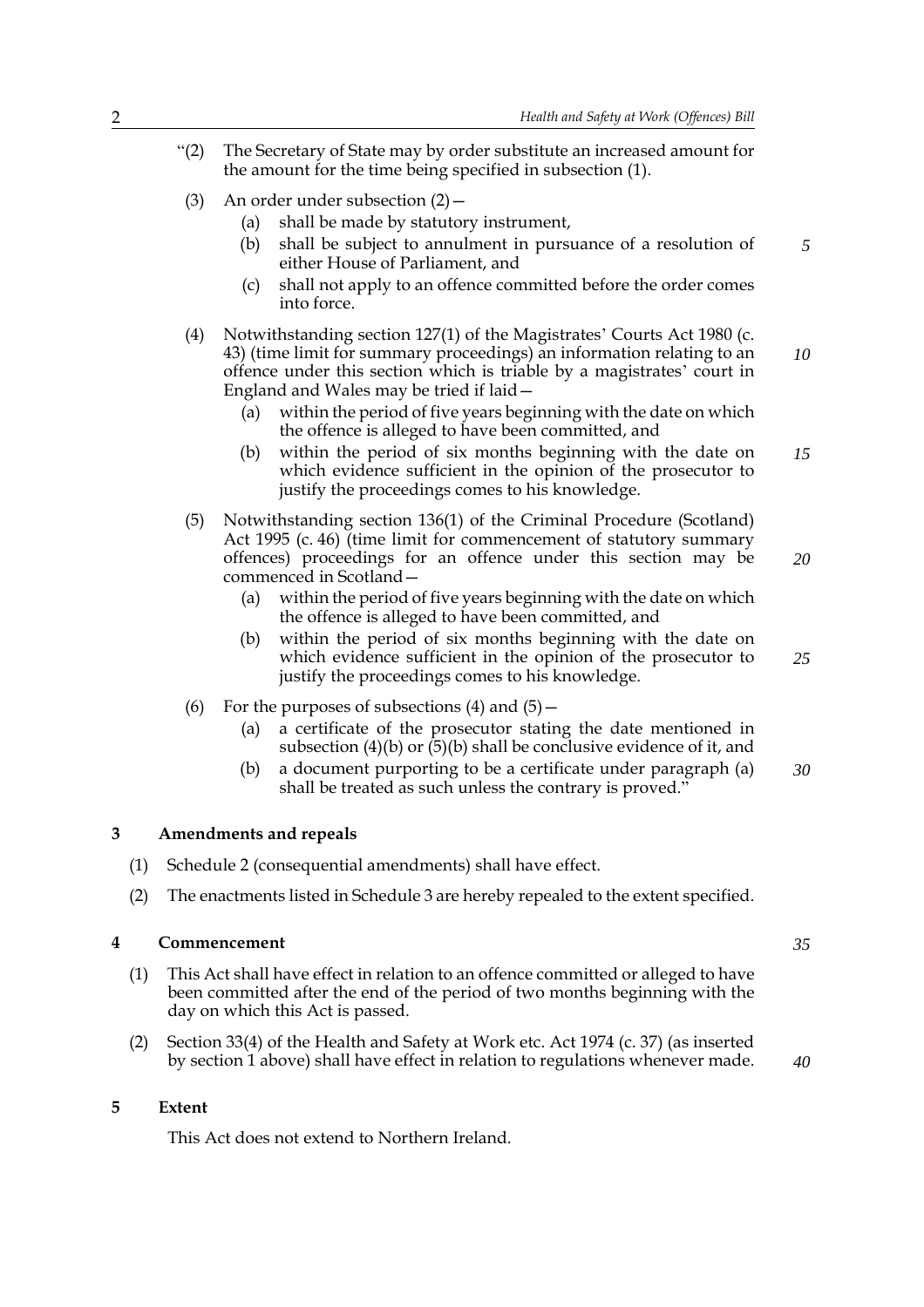"(2) The Secretary of State may by order substitute an increased amount for the amount for the time being specified in subsection (1).

(3) An order under subsection (2)—

(a) shall be made by statutory instrument,

(b) shall be subject to annulment in pursuance of a resolution of either House of Parliament, and

(c) shall not apply to an offence committed before the order comes into force.

(4) Notwithstanding section 127(1) of the Magistrates' Courts Act 1980 (c. 43) (time limit for summary proceedings) an information relating to an offence under this section which is triable by a magistrates' court in England and Wales may be tried if laid—

(a) within the period of five years beginning with the date on which the offence is alleged to have been committed, and

(b) within the period of six months beginning with the date on which evidence sufficient in the opinion of the prosecutor to justify the proceedings comes to his knowledge.

(5) Notwithstanding section 136(1) of the Criminal Procedure (Scotland) Act 1995 (c. 46) (time limit for commencement of statutory summary offences) proceedings for an offence under this section may be commenced in Scotland—

(a) within the period of five years beginning with the date on which the offence is alleged to have been committed, and

(b) within the period of six months beginning with the date on which evidence sufficient in the opinion of the prosecutor to justify the proceedings comes to his knowledge.

(6) For the purposes of subsections (4) and (5)—

(a) a certificate of the prosecutor stating the date mentioned in subsection (4)(b) or (5)(b) shall be conclusive evidence of it, and

(b) a document purporting to be a certificate under paragraph (a) shall be treated as such unless the contrary is proved."

## 3 Amendments and repeals

(1) Schedule 2 (consequential amendments) shall have effect.

(2) The enactments listed in Schedule 3 are hereby repealed to the extent specified.

## 4 Commencement

(1) This Act shall have effect in relation to an offence committed or alleged to have been committed after the end of the period of two months beginning with the day on which this Act is passed.

(2) Section 33(4) of the Health and Safety at Work etc. Act 1974 (c. 37) (as inserted by section 1 above) shall have effect in relation to regulations whenever made.

## 5 Extent

This Act does not extend to Northern Ireland.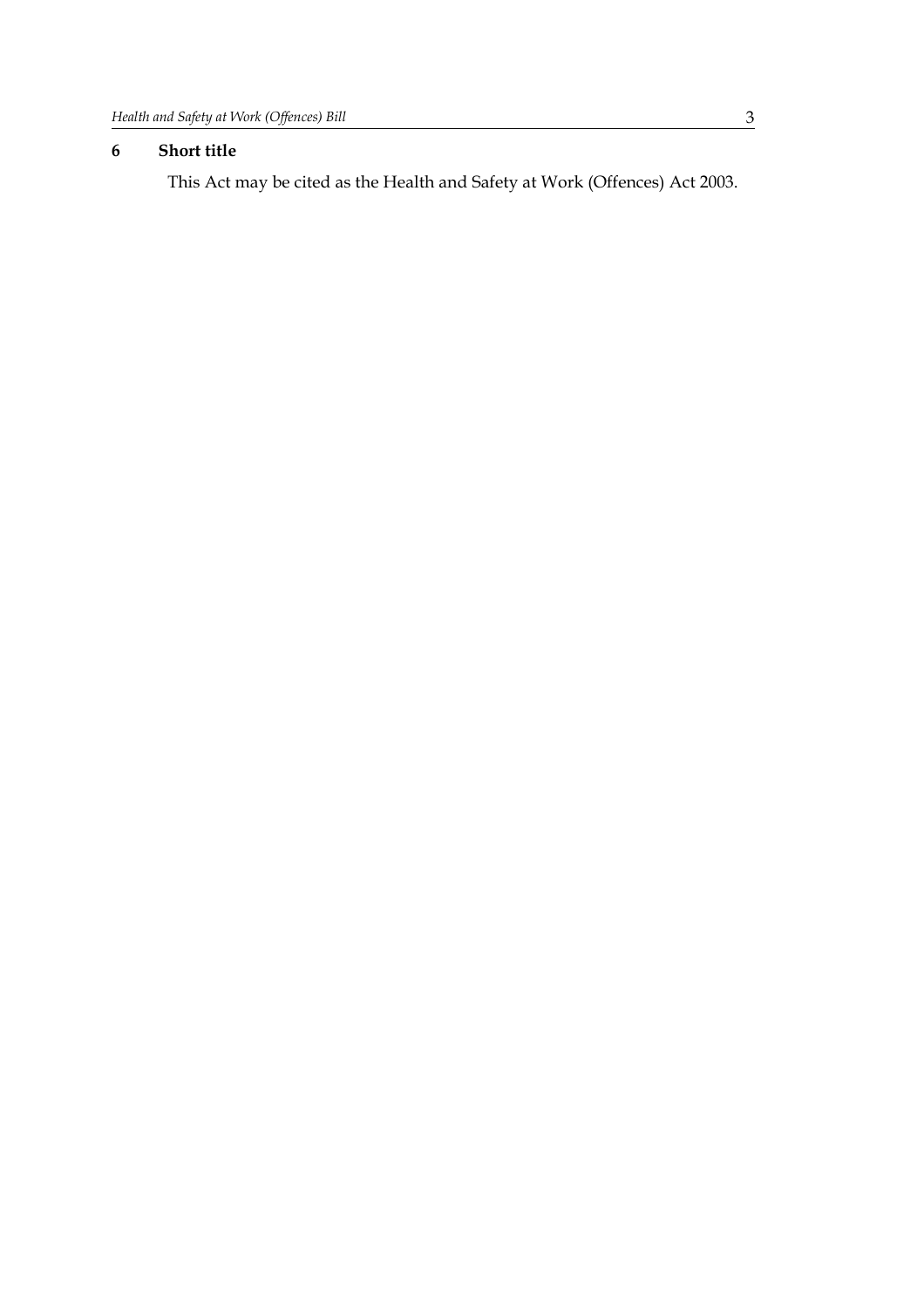**6 Short title**

This Act may be cited as the Health and Safety at Work (Offences) Act 2003.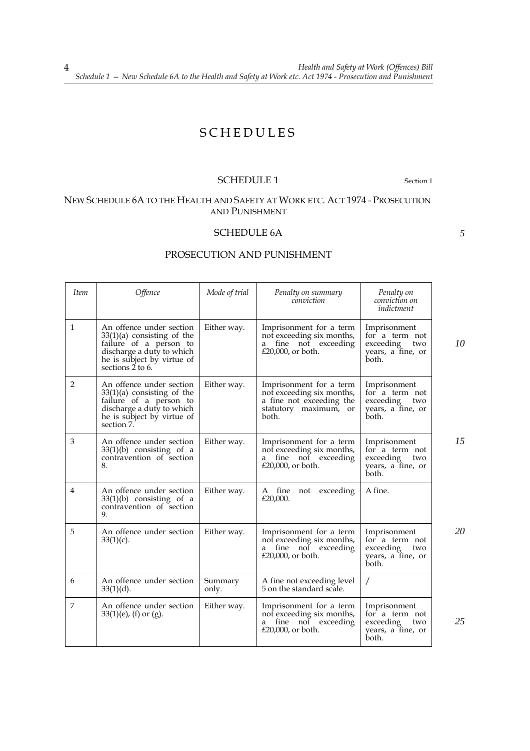# SCHEDULES

## SCHEDULE 1

Section 1

### NEW SCHEDULE 6A TO THE HEALTH AND SAFETY AT WORK ETC. ACT 1974 - PROSECUTION AND PUNISHMENT

### SCHEDULE 6A

### PROSECUTION AND PUNISHMENT

| *Item* | *Offence* | *Mode of trial* | *Penalty on summary conviction* | *Penalty on conviction on indictment* |
|---|---|---|---|---|
| 1 | An offence under section 33(1)(a) consisting of the failure of a person to discharge a duty to which he is subject by virtue of sections 2 to 6. | Either way. | Imprisonment for a term not exceeding six months, a fine not exceeding £20,000, or both. | Imprisonment for a term not exceeding two years, a fine, or both. |
| 2 | An offence under section 33(1)(a) consisting of the failure of a person to discharge a duty to which he is subject by virtue of section 7. | Either way. | Imprisonment for a term not exceeding six months, a fine not exceeding the statutory maximum, or both. | Imprisonment for a term not exceeding two years, a fine, or both. |
| 3 | An offence under section 33(1)(b) consisting of a contravention of section 8. | Either way. | Imprisonment for a term not exceeding six months, a fine not exceeding £20,000, or both. | Imprisonment for a term not exceeding two years, a fine, or both. |
| 4 | An offence under section 33(1)(b) consisting of a contravention of section 9. | Either way. | A fine not exceeding £20,000. | A fine. |
| 5 | An offence under section 33(1)(c). | Either way. | Imprisonment for a term not exceeding six months, a fine not exceeding £20,000, or both. | Imprisonment for a term not exceeding two years, a fine, or both. |
| 6 | An offence under section 33(1)(d). | Summary only. | A fine not exceeding level 5 on the standard scale. | / |
| 7 | An offence under section 33(1)(e), (f) or (g). | Either way. | Imprisonment for a term not exceeding six months, a fine not exceeding £20,000, or both. | Imprisonment for a term not exceeding two years, a fine, or both. |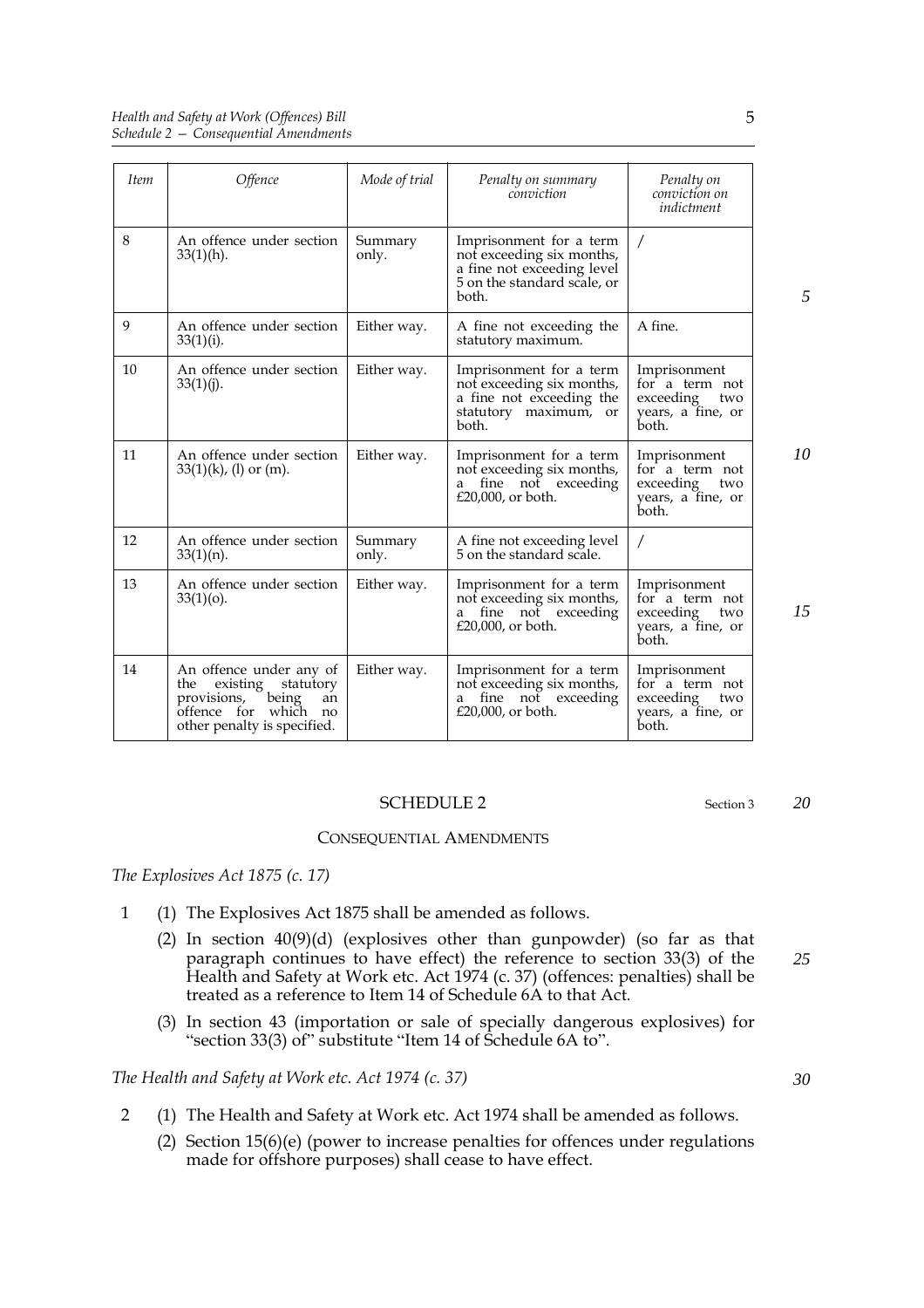| Item | Offence | Mode of trial | Penalty on summary conviction | Penalty on conviction on indictment |
|---|---|---|---|---|
| 8 | An offence under section 33(1)(h). | Summary only. | Imprisonment for a term not exceeding six months, a fine not exceeding level 5 on the standard scale, or both. | / |
| 9 | An offence under section 33(1)(i). | Either way. | A fine not exceeding the statutory maximum. | A fine. |
| 10 | An offence under section 33(1)(j). | Either way. | Imprisonment for a term not exceeding six months, a fine not exceeding the statutory maximum, or both. | Imprisonment for a term not exceeding two years, a fine, or both. |
| 11 | An offence under section 33(1)(k), (l) or (m). | Either way. | Imprisonment for a term not exceeding six months, a fine not exceeding £20,000, or both. | Imprisonment for a term not exceeding two years, a fine, or both. |
| 12 | An offence under section 33(1)(n). | Summary only. | A fine not exceeding level 5 on the standard scale. | / |
| 13 | An offence under section 33(1)(o). | Either way. | Imprisonment for a term not exceeding six months, a fine not exceeding £20,000, or both. | Imprisonment for a term not exceeding two years, a fine, or both. |
| 14 | An offence under any of the existing statutory provisions, being an offence for which no other penalty is specified. | Either way. | Imprisonment for a term not exceeding six months, a fine not exceeding £20,000, or both. | Imprisonment for a term not exceeding two years, a fine, or both. |

## SCHEDULE 2

Section 3

### CONSEQUENTIAL AMENDMENTS

*The Explosives Act 1875 (c. 17)*

1 (1) The Explosives Act 1875 shall be amended as follows.

(2) In section 40(9)(d) (explosives other than gunpowder) (so far as that paragraph continues to have effect) the reference to section 33(3) of the Health and Safety at Work etc. Act 1974 (c. 37) (offences: penalties) shall be treated as a reference to Item 14 of Schedule 6A to that Act.

(3) In section 43 (importation or sale of specially dangerous explosives) for "section 33(3) of" substitute "Item 14 of Schedule 6A to".

*The Health and Safety at Work etc. Act 1974 (c. 37)*

2 (1) The Health and Safety at Work etc. Act 1974 shall be amended as follows.

(2) Section 15(6)(e) (power to increase penalties for offences under regulations made for offshore purposes) shall cease to have effect.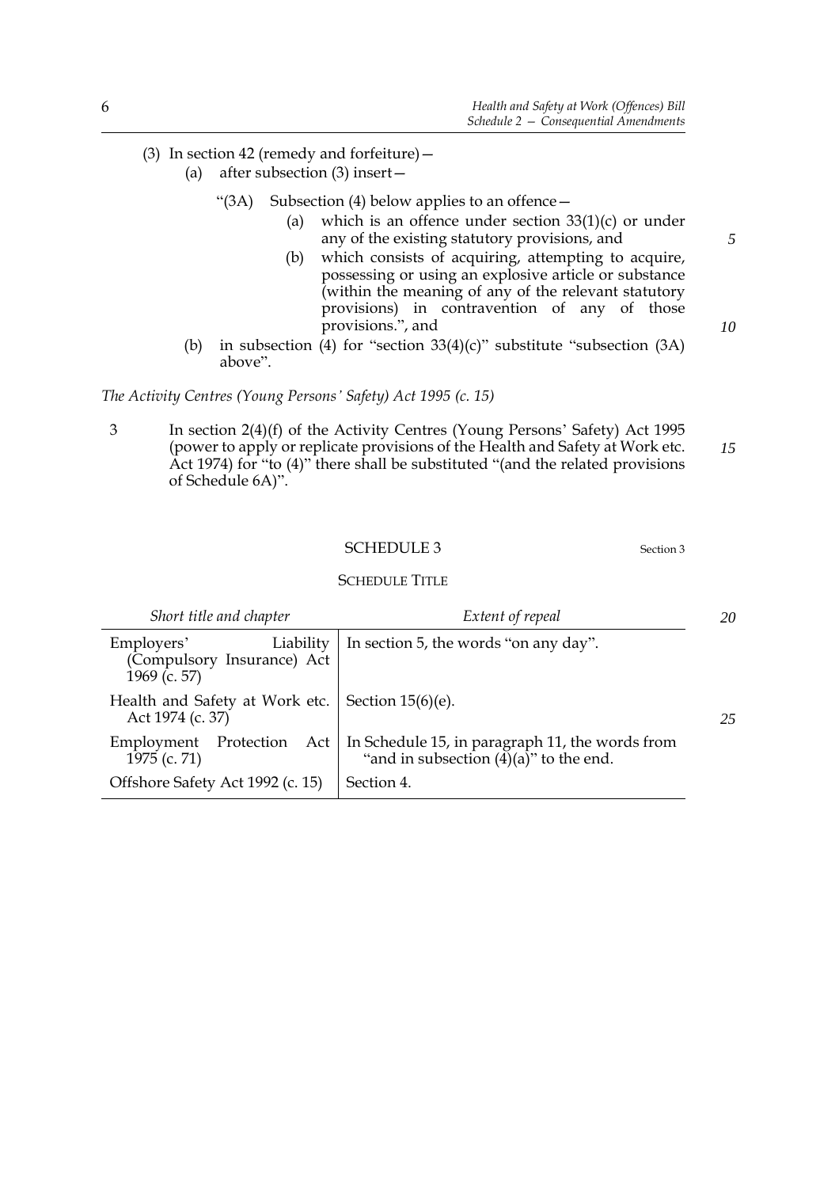(3) In section 42 (remedy and forfeiture)—

(a) after subsection (3) insert—

"(3A) Subsection (4) below applies to an offence—

(a) which is an offence under section 33(1)(c) or under any of the existing statutory provisions, and

(b) which consists of acquiring, attempting to acquire, possessing or using an explosive article or substance (within the meaning of any of the relevant statutory provisions) in contravention of any of those provisions.", and

(b) in subsection (4) for "section 33(4)(c)" substitute "subsection (3A) above".

*The Activity Centres (Young Persons' Safety) Act 1995 (c. 15)*

3 In section 2(4)(f) of the Activity Centres (Young Persons' Safety) Act 1995 (power to apply or replicate provisions of the Health and Safety at Work etc. Act 1974) for "to (4)" there shall be substituted "(and the related provisions of Schedule 6A)".

## SCHEDULE 3

Section 3

### SCHEDULE TITLE

| *Short title and chapter* | *Extent of repeal* |
|---|---|
| Employers' Liability (Compulsory Insurance) Act 1969 (c. 57) | In section 5, the words "on any day". |
| Health and Safety at Work etc. Act 1974 (c. 37) | Section 15(6)(e). |
| Employment Protection Act 1975 (c. 71) | In Schedule 15, in paragraph 11, the words from "and in subsection (4)(a)" to the end. |
| Offshore Safety Act 1992 (c. 15) | Section 4. |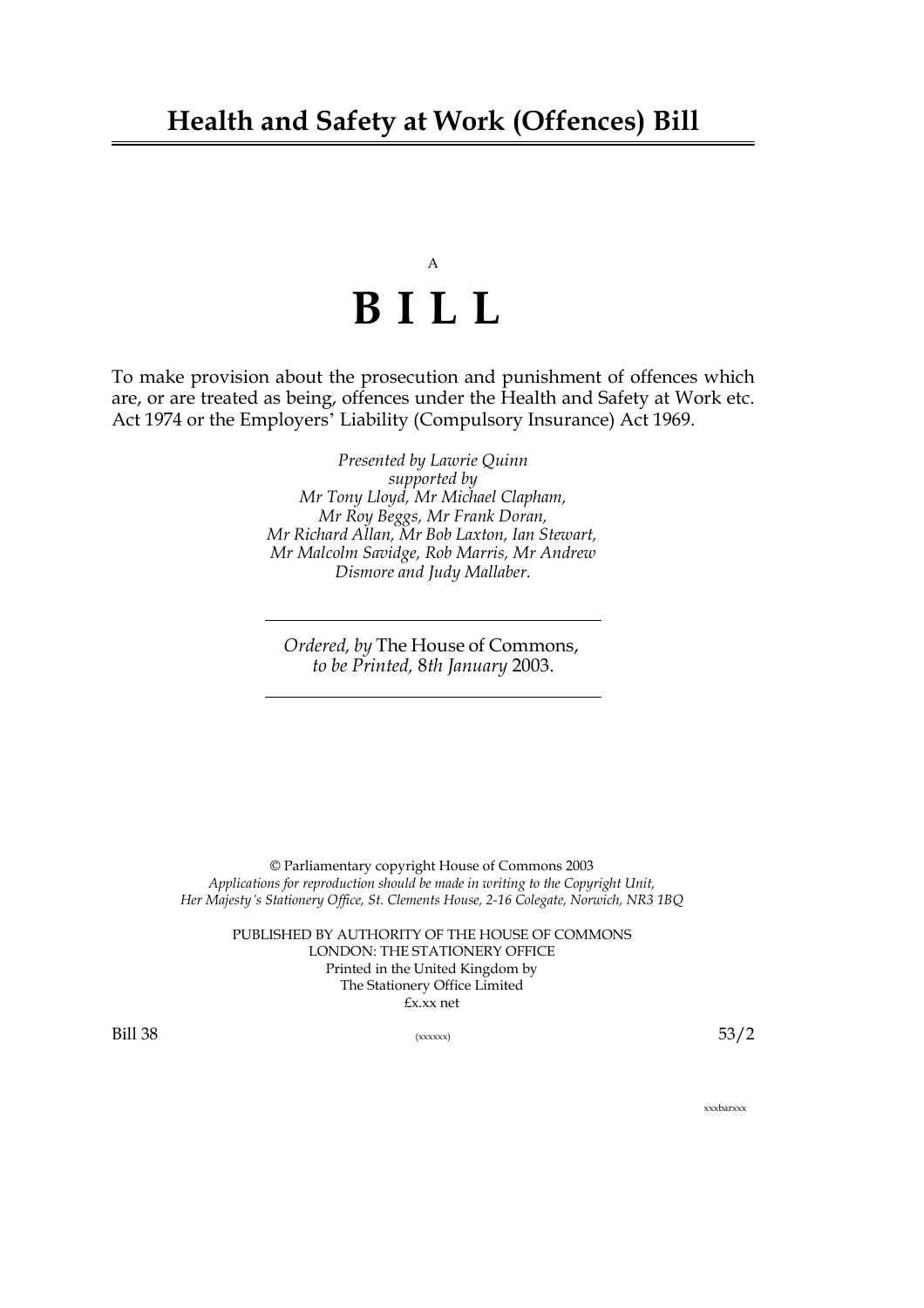# Health and Safety at Work (Offences) Bill

A

# B I L L

To make provision about the prosecution and punishment of offences which are, or are treated as being, offences under the Health and Safety at Work etc. Act 1974 or the Employers' Liability (Compulsory Insurance) Act 1969.

*Presented by Lawrie Quinn*
*supported by*
*Mr Tony Lloyd, Mr Michael Clapham,*
*Mr Roy Beggs, Mr Frank Doran,*
*Mr Richard Allan, Mr Bob Laxton, Ian Stewart,*
*Mr Malcolm Savidge, Rob Marris, Mr Andrew*
*Dismore and Judy Mallaber.*

---

*Ordered, by* The House of Commons, *to be Printed,* 8*th January* 2003.

---

© Parliamentary copyright House of Commons 2003
*Applications for reproduction should be made in writing to the Copyright Unit, Her Majesty's Stationery Office, St. Clements House, 2-16 Colegate, Norwich, NR3 1BQ*

PUBLISHED BY AUTHORITY OF THE HOUSE OF COMMONS
LONDON: THE STATIONERY OFFICE
Printed in the United Kingdom by
The Stationery Office Limited
£x.xx net

Bill 38 (xxxxxx) 53/2

xxxbarxxx